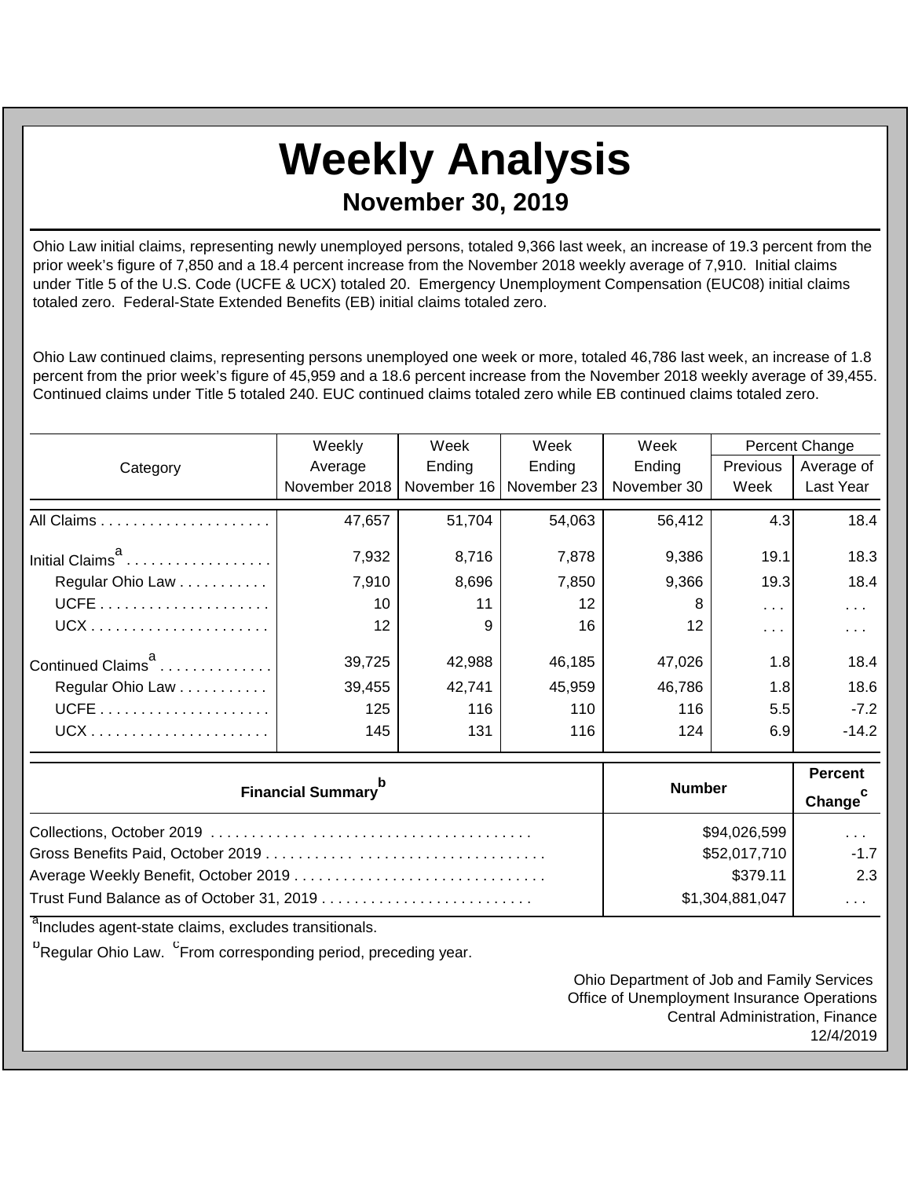# Weekly Analysis

## November 30, 2019

Ohio Law initial claims, representing newly unemployed persons, totaled 9,366 last week, an increase of 19.3 percent from the prior week's figure of 7,850 and a 18.4 percent increase from the November 2018 weekly average of 7,910. Initial claims under Title 5 of the U.S. Code (UCFE & UCX) totaled 20. Emergency Unemployment Compensation (EUC08) initial claims totaled zero. Federal-State Extended Benefits (EB) initial claims totaled zero.

Ohio Law continued claims, representing persons unemployed one week or more, totaled 46,786 last week, an increase of 1.8 percent from the prior week's figure of 45,959 and a 18.6 percent increase from the November 2018 weekly average of 39,455. Continued claims under Title 5 totaled 240. EUC continued claims totaled zero while EB continued claims totaled zero.

| Category | Weekly Average November 2018 | Week Ending November 16 | Week Ending November 23 | Week Ending November 30 | Percent Change Previous Week | Percent Change Average of Last Year |
|---|---|---|---|---|---|---|
| All Claims | 47,657 | 51,704 | 54,063 | 56,412 | 4.3 | 18.4 |
| Initial Claims[a] | 7,932 | 8,716 | 7,878 | 9,386 | 19.1 | 18.3 |
| Regular Ohio Law | 7,910 | 8,696 | 7,850 | 9,366 | 19.3 | 18.4 |
| UCFE | 10 | 11 | 12 | 8 | . . . | . . . |
| UCX | 12 | 9 | 16 | 12 | . . . | . . . |
| Continued Claims[a] | 39,725 | 42,988 | 46,185 | 47,026 | 1.8 | 18.4 |
| Regular Ohio Law | 39,455 | 42,741 | 45,959 | 46,786 | 1.8 | 18.6 |
| UCFE | 125 | 116 | 110 | 116 | 5.5 | -7.2 |
| UCX | 145 | 131 | 116 | 124 | 6.9 | -14.2 |

| Financial Summary[b] | Number | Percent Change[c] |
|---|---|---|
| Collections, October 2019 | $94,026,599 | . . . |
| Gross Benefits Paid, October 2019 | $52,017,710 | -1.7 |
| Average Weekly Benefit, October 2019 | $379.11 | 2.3 |
| Trust Fund Balance as of October 31, 2019 | $1,304,881,047 | . . . |

[a]Includes agent-state claims, excludes transitionals.

[b]Regular Ohio Law. [c]From corresponding period, preceding year.

Ohio Department of Job and Family Services
Office of Unemployment Insurance Operations
Central Administration, Finance
12/4/2019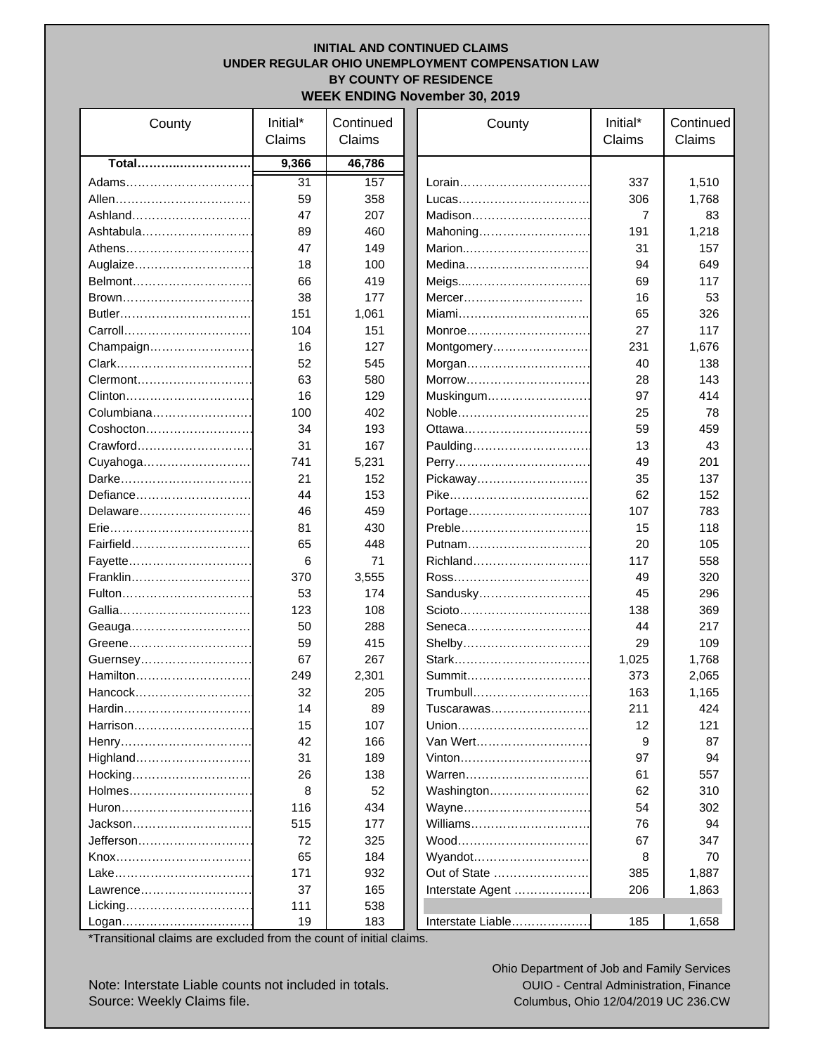**INITIAL AND CONTINUED CLAIMS**
**UNDER REGULAR OHIO UNEMPLOYMENT COMPENSATION LAW**
**BY COUNTY OF RESIDENCE**
**WEEK ENDING November 30, 2019**

| County | Initial* Claims | Continued Claims | County | Initial* Claims | Continued Claims |
|---|---|---|---|---|---|
| **Total** | **9,366** | **46,786** | | | |
| Adams | 31 | 157 | Lorain | 337 | 1,510 |
| Allen | 59 | 358 | Lucas | 306 | 1,768 |
| Ashland | 47 | 207 | Madison | 7 | 83 |
| Ashtabula | 89 | 460 | Mahoning | 191 | 1,218 |
| Athens | 47 | 149 | Marion | 31 | 157 |
| Auglaize | 18 | 100 | Medina | 94 | 649 |
| Belmont | 66 | 419 | Meigs | 69 | 117 |
| Brown | 38 | 177 | Mercer | 16 | 53 |
| Butler | 151 | 1,061 | Miami | 65 | 326 |
| Carroll | 104 | 151 | Monroe | 27 | 117 |
| Champaign | 16 | 127 | Montgomery | 231 | 1,676 |
| Clark | 52 | 545 | Morgan | 40 | 138 |
| Clermont | 63 | 580 | Morrow | 28 | 143 |
| Clinton | 16 | 129 | Muskingum | 97 | 414 |
| Columbiana | 100 | 402 | Noble | 25 | 78 |
| Coshocton | 34 | 193 | Ottawa | 59 | 459 |
| Crawford | 31 | 167 | Paulding | 13 | 43 |
| Cuyahoga | 741 | 5,231 | Perry | 49 | 201 |
| Darke | 21 | 152 | Pickaway | 35 | 137 |
| Defiance | 44 | 153 | Pike | 62 | 152 |
| Delaware | 46 | 459 | Portage | 107 | 783 |
| Erie | 81 | 430 | Preble | 15 | 118 |
| Fairfield | 65 | 448 | Putnam | 20 | 105 |
| Fayette | 6 | 71 | Richland | 117 | 558 |
| Franklin | 370 | 3,555 | Ross | 49 | 320 |
| Fulton | 53 | 174 | Sandusky | 45 | 296 |
| Gallia | 123 | 108 | Scioto | 138 | 369 |
| Geauga | 50 | 288 | Seneca | 44 | 217 |
| Greene | 59 | 415 | Shelby | 29 | 109 |
| Guernsey | 67 | 267 | Stark | 1,025 | 1,768 |
| Hamilton | 249 | 2,301 | Summit | 373 | 2,065 |
| Hancock | 32 | 205 | Trumbull | 163 | 1,165 |
| Hardin | 14 | 89 | Tuscarawas | 211 | 424 |
| Harrison | 15 | 107 | Union | 12 | 121 |
| Henry | 42 | 166 | Van Wert | 9 | 87 |
| Highland | 31 | 189 | Vinton | 97 | 94 |
| Hocking | 26 | 138 | Warren | 61 | 557 |
| Holmes | 8 | 52 | Washington | 62 | 310 |
| Huron | 116 | 434 | Wayne | 54 | 302 |
| Jackson | 515 | 177 | Williams | 76 | 94 |
| Jefferson | 72 | 325 | Wood | 67 | 347 |
| Knox | 65 | 184 | Wyandot | 8 | 70 |
| Lake | 171 | 932 | Out of State | 385 | 1,887 |
| Lawrence | 37 | 165 | Interstate Agent | 206 | 1,863 |
| Licking | 111 | 538 | | | |
| Logan | 19 | 183 | Interstate Liable | 185 | 1,658 |

*Transitional claims are excluded from the count of initial claims.

Note: Interstate Liable counts not included in totals.
Source: Weekly Claims file.

Ohio Department of Job and Family Services
OUIO - Central Administration, Finance
Columbus, Ohio 12/04/2019 UC 236.CW